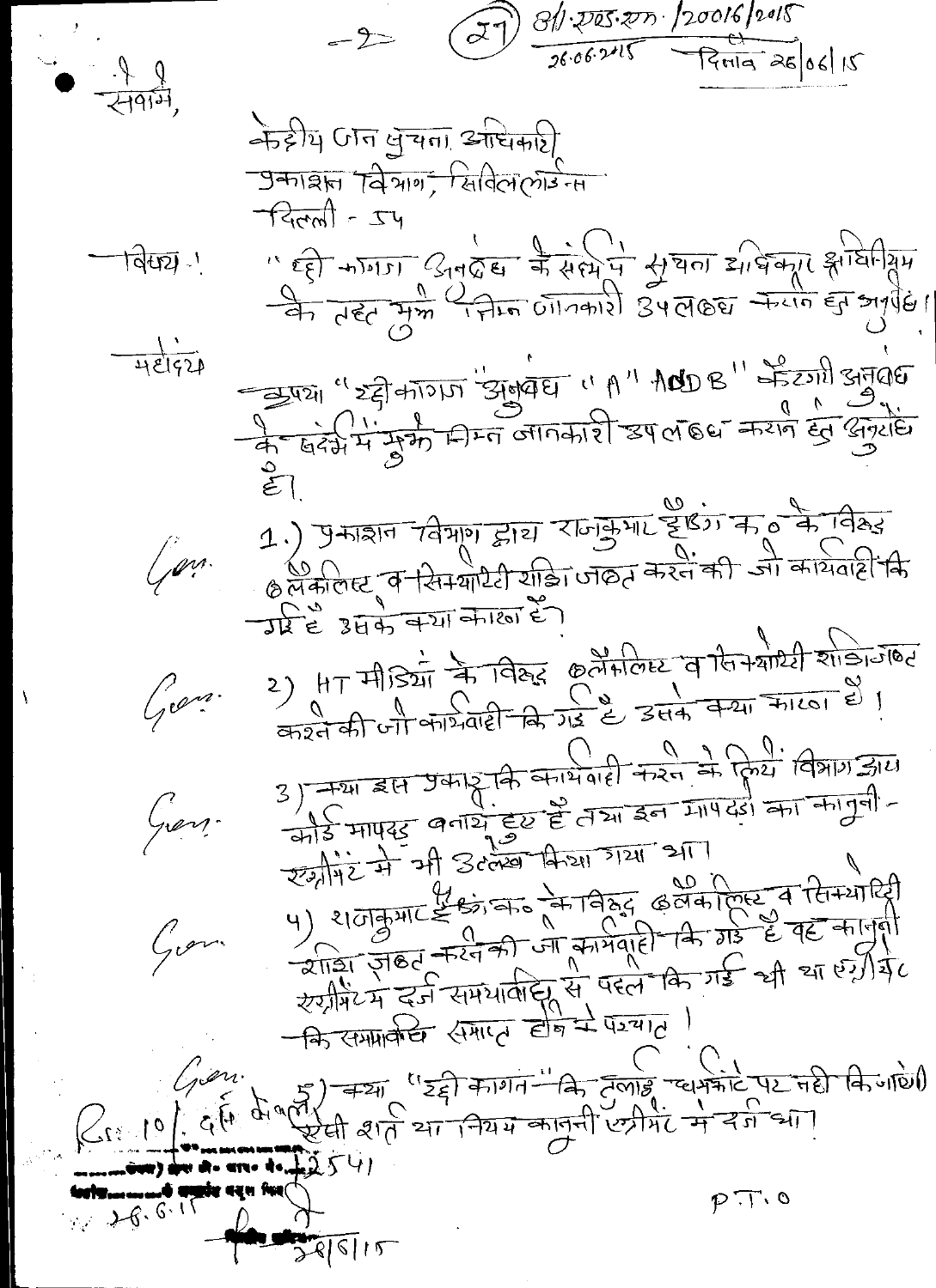-2- (27) आ/एस.एन./20016/2015
26.06.2015 दिनांक 26/06/15

सेवामें,

केंद्रीय जन सूचना अधिकारी
प्रकाशन विभाग, सिविल लाईन्स
दिल्ली - 54

विषय : "रद्दी कागज अनुबंध के संबंध में सूचना अधिकार अधिनियम के तहत मुझे निम्न जानकारी उपलब्ध कराने हेतु अनुरोध।

महोदय

कृपया "रद्दी कागज अनुबंध "A" AND B" कैटगरी अनुबंध के संबंध में मुझे निम्न जानकारी उपलब्ध कराने हेतु अनुरोध है।

Gen. 1.) प्रकाशन विभाग द्वारा राजकुमार ट्रेडिंग क० के विरुद्ध ब्लैकलिस्ट व सिक्योरिटी राशि जब्त करने की जो कार्यवाही कि गई है उसके क्या कारण है।

Gen. 2) HT मीडिया के विरुद्ध ब्लैकलिस्ट व सिक्योरिटी राशि जब्त करने की जो कार्यवाही कि गई है उसके क्या कारण है।

Gen. 3) क्या इस प्रकार कि कार्यवाही करने के लिये विभाग द्वारा कोई मापदंड बनाये हुए है तथा इन मापदंडों का कानुनी - एग्रीमेंट में भी उल्लेख किया गया था।

Gen. 4) राजकुमार ट्रेडिंग क० के विरुद्ध ब्लैकलिस्ट व सिक्योरिटी राशि जब्त करने की जो कार्यवाही कि गई है वह कानुनी एग्रीमेंट्स दर्ज समयावधि से पहले कि गई थी या एग्रीमेंट कि समयावधि समाप्त होने के पश्चात।

Gen. 5) क्या "रद्दी कागज" कि तुलाई प्लेटफार्म पर नहीं कि जायेगी ऐसी शर्त या नियम कानुनी एग्रीमेंट में दर्ज था।

Rs. 10/. दिन केवल
...... आर.टी.आई. रजि. नं. 2541
...... के माध्यम से वसूल किए
26.6.15

28/6/15

P.T.O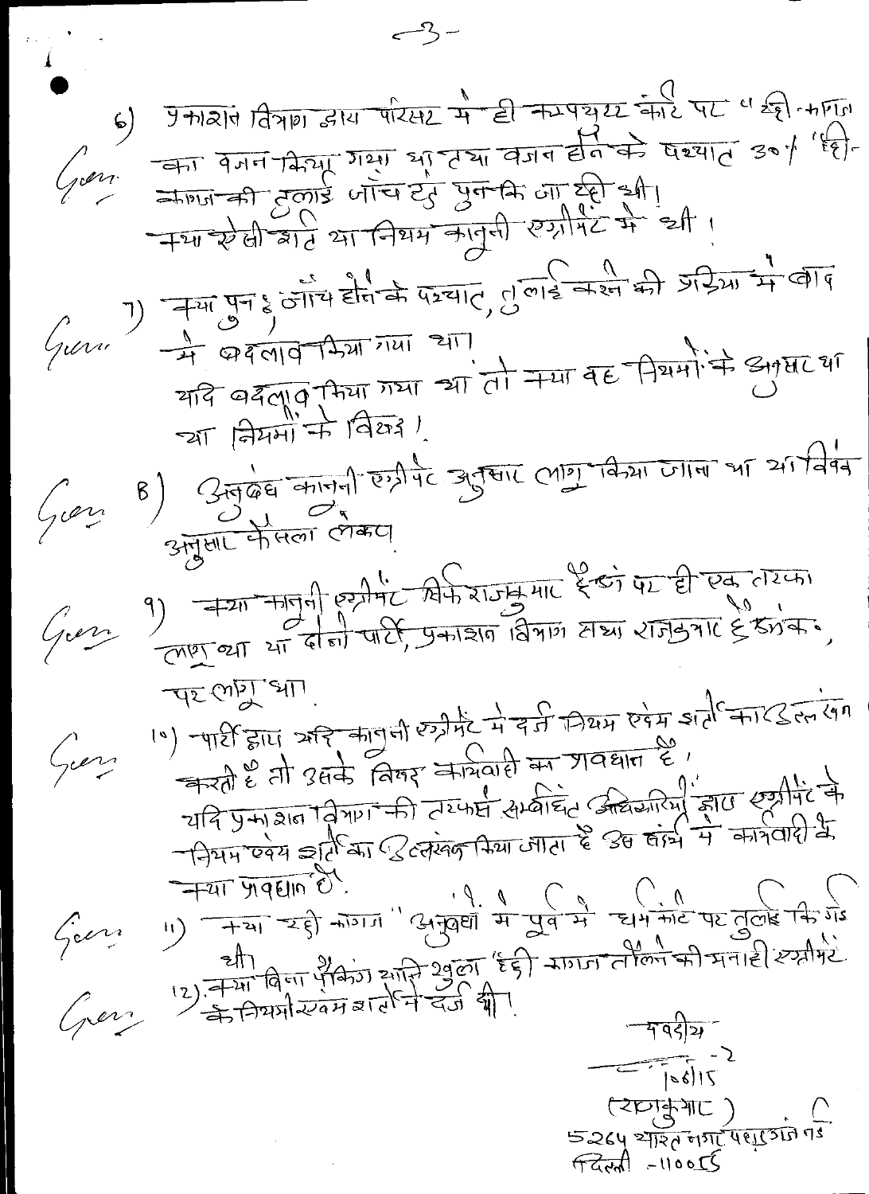6) प्रकाशन विभाग द्वारा परिसर में ही कम्पयूटर कांटे पर रद्दी कागज का वजन किया गया था तथा वजन होने के पश्चात 30% रद्दी कागज की तुलाई जाँच हेतु पुनः कि जा रही थी।
क्या ऐसी शर्त या नियम कानूनी एग्रीमेंट में थी।

7) क्या पुनः जाँच होने के पश्चात, तुलाई करने की प्रक्रिया में बाद में बदलाव किया गया था।
यदि बदलाव किया गया था तो क्या वह नियमों के अनुसार था या नियमों के विरुद्ध।

8) अनुबंध कानूनी एग्रीमेंट अनुसार लागू किया जाना था या विवेक अनुसार फैसला लेकर।

9) क्या कानूनी एग्रीमेंट सिर्फ राजकुमार ट्रेडर्स पर ही एक तरफा लागू था या दोनों पार्टी, प्रकाशन विभाग तथा राजकुमार ट्रेडर्स, पर लागू था।

10) पार्टी द्वारा यदि कानूनी एग्रीमेंट में दर्ज नियम एवम शर्तों का उल्लंघन करती है तो उसके विरुद्ध कार्यवाही का प्रावधान है,
यदि प्रकाशन विभाग की तरफ से संबंधित अधिकारियों द्वारा एग्रीमेंट के नियम एवम शर्तों का उल्लंघन किया जाता है उस संबंध में कार्यवाही के क्या प्रावधान हैं।

11) क्या रद्दी कागज "अनुबंधों" में पूर्व में धर्मकांटे पर तुलाई कि गई थी

12) क्या बिना पैकिंग यानि खुला रद्दी कागज तौलने की मनाही एग्रीमेंट के नियमों एवम शर्तों में दर्ज थी।

भवदीय

10/6/15

(राजकुमार)

5264 भारत नगर पहाड़गंज नई दिल्ली - 110055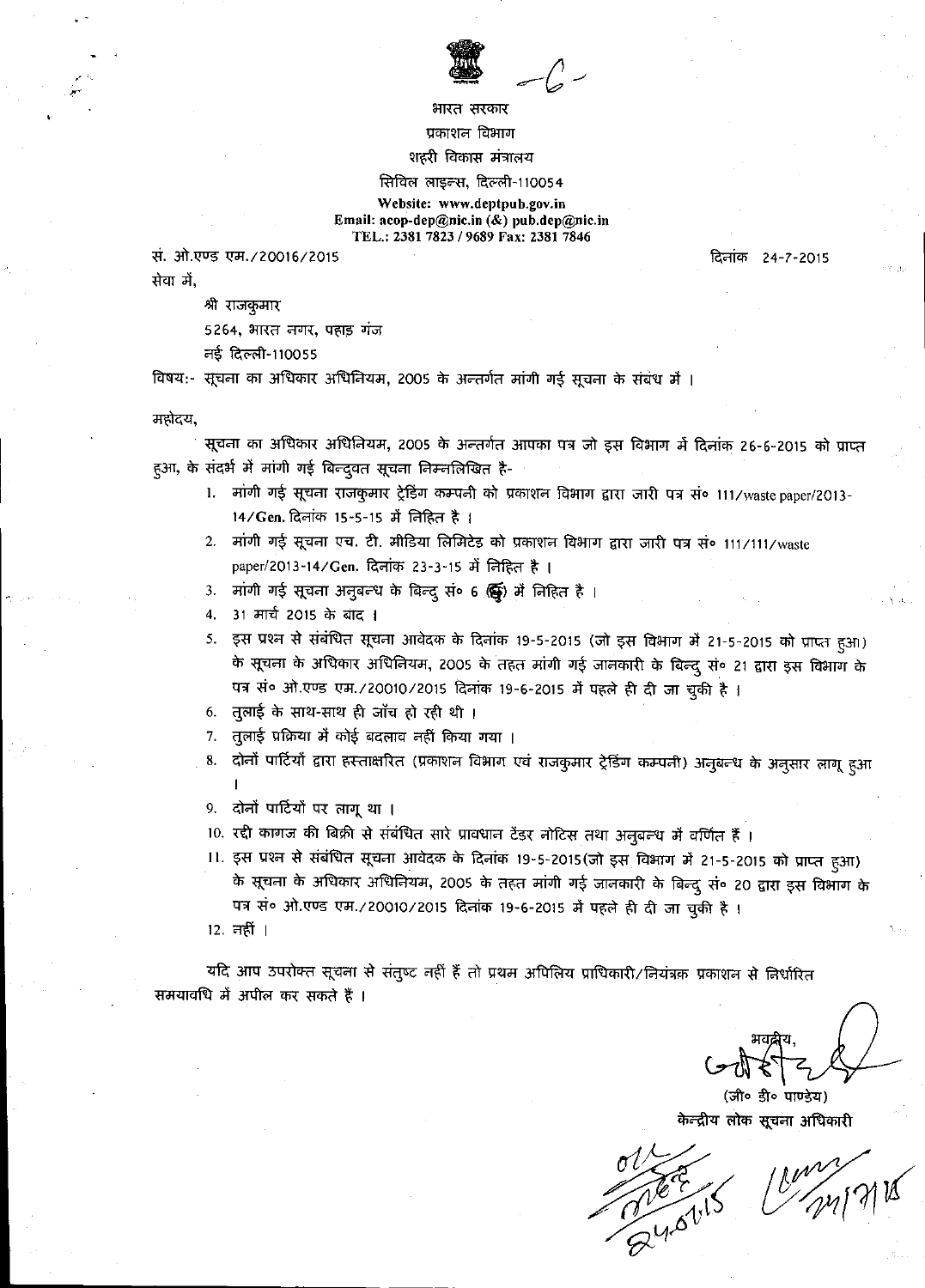-6-

भारत सरकार

प्रकाशन विभाग

शहरी विकास मंत्रालय

सिविल लाइन्स, दिल्ली-110054

**Website: www.deptpub.gov.in**
**Email: acop-dep@nic.in (&) pub.dep@nic.in**
**TEL.: 2381 7823 / 9689 Fax: 2381 7846**

सं. ओ.एण्ड एम./20016/2015 दिनांक 24-7-2015

सेवा में,

श्री राजकुमार
5264, भारत नगर, पहाड़ गंज
नई दिल्ली-110055

विषयः- सूचना का अधिकार अधिनियम, 2005 के अन्तर्गत मांगी गई सूचना के संबंध में ।

महोदय,

सूचना का अधिकार अधिनियम, 2005 के अन्तर्गत आपका पत्र जो इस विभाग में दिनांक 26-6-2015 को प्राप्त हुआ, के संदर्भ में मांगी गई बिन्दुवत सूचना निम्नलिखित है-

1. मांगी गई सूचना राजकुमार ट्रेडिंग कम्पनी को प्रकाशन विभाग द्वारा जारी पत्र सं० 111/waste paper/2013-14/Gen. दिनांक 15-5-15 में निहित है ।
2. मांगी गई सूचना एच. टी. मीडिया लिमिटेड को प्रकाशन विभाग द्वारा जारी पत्र सं० 111/111/waste paper/2013-14/Gen. दिनांक 23-3-15 में निहित है ।
3. मांगी गई सूचना अनुबन्ध के बिन्दु सं० 6 (ङ) में निहित है ।
4. 31 मार्च 2015 के बाद ।
5. इस प्रश्न से संबंधित सूचना आवेदक के दिनांक 19-5-2015 (जो इस विभाग में 21-5-2015 को प्राप्त हुआ) के सूचना के अधिकार अधिनियम, 2005 के तहत मांगी गई जानकारी के बिन्दु सं० 21 द्वारा इस विभाग के पत्र सं० ओ.एण्ड एम./20010/2015 दिनांक 19-6-2015 में पहले ही दी जा चुकी है ।
6. तुलाई के साथ-साथ ही जाँच हो रही थी ।
7. तुलाई प्रक्रिया में कोई बदलाव नहीं किया गया ।
8. दोनों पार्टियों द्वारा हस्ताक्षरित (प्रकाशन विभाग एवं राजकुमार ट्रेडिंग कम्पनी) अनुबन्ध के अनुसार लागू हुआ ।
9. दोनों पार्टियों पर लागू था ।
10. रद्दी कागज की बिक्री से संबंधित सारे प्रावधान टेंडर नोटिस तथा अनुबन्ध में वर्णित हैं ।
11. इस प्रश्न से संबंधित सूचना आवेदक के दिनांक 19-5-2015(जो इस विभाग में 21-5-2015 को प्राप्त हुआ) के सूचना के अधिकार अधिनियम, 2005 के तहत मांगी गई जानकारी के बिन्दु सं० 20 द्वारा इस विभाग के पत्र सं० ओ.एण्ड एम./20010/2015 दिनांक 19-6-2015 में पहले ही दी जा चुकी है ।
12. नहीं ।

यदि आप उपरोक्त सूचना से संतुष्ट नहीं हैं तो प्रथम अपिलिय प्राधिकारी/नियंत्रक प्रकाशन से निर्धारित समयावधि में अपील कर सकते हैं ।

भवदीय,

(जी० डी० पाण्डेय)
केन्द्रीय लोक सूचना अधिकारी

24.07.15 24/7/15